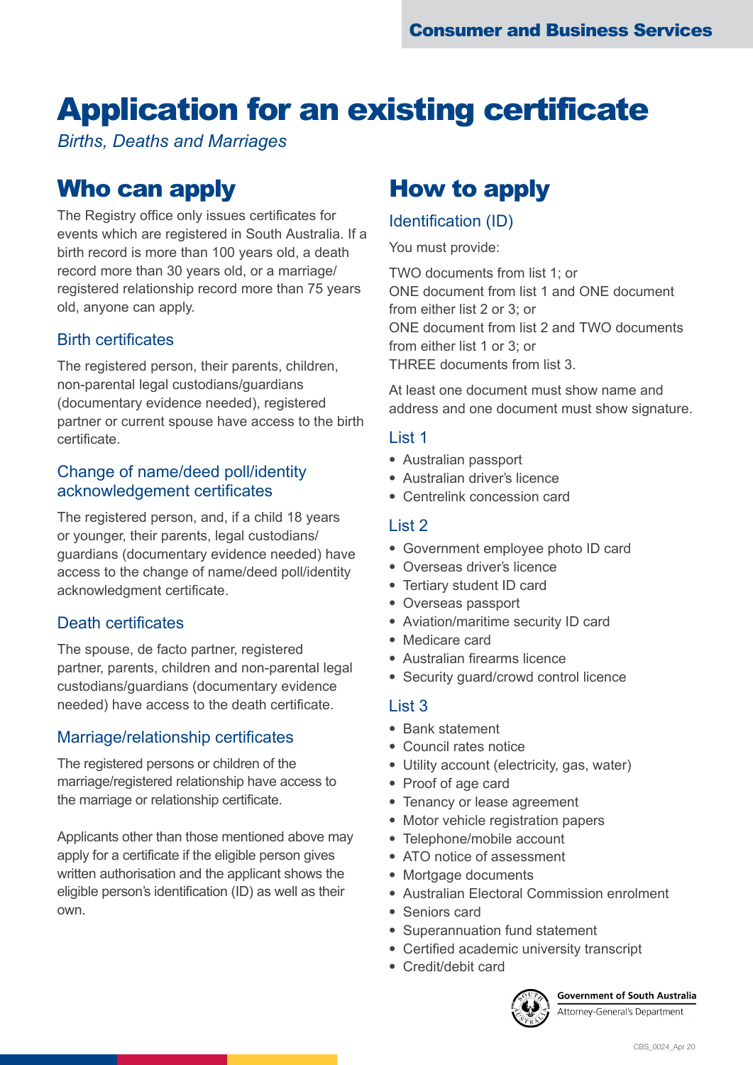# Application for an existing certificate

*Births, Deaths and Marriages*

## Who can apply

The Registry office only issues certificates for events which are registered in South Australia. If a birth record is more than 100 years old, a death record more than 30 years old, or a marriage/registered relationship record more than 75 years old, anyone can apply.

### Birth certificates

The registered person, their parents, children, non-parental legal custodians/guardians (documentary evidence needed), registered partner or current spouse have access to the birth certificate.

### Change of name/deed poll/identity acknowledgement certificates

The registered person, and, if a child 18 years or younger, their parents, legal custodians/guardians (documentary evidence needed) have access to the change of name/deed poll/identity acknowledgment certificate.

### Death certificates

The spouse, de facto partner, registered partner, parents, children and non-parental legal custodians/guardians (documentary evidence needed) have access to the death certificate.

### Marriage/relationship certificates

The registered persons or children of the marriage/registered relationship have access to the marriage or relationship certificate.

Applicants other than those mentioned above may apply for a certificate if the eligible person gives written authorisation and the applicant shows the eligible person's identification (ID) as well as their own.

## How to apply

### Identification (ID)

You must provide:

TWO documents from list 1; or
ONE document from list 1 and ONE document from either list 2 or 3; or
ONE document from list 2 and TWO documents from either list 1 or 3; or
THREE documents from list 3.

At least one document must show name and address and one document must show signature.

### List 1

- Australian passport
- Australian driver's licence
- Centrelink concession card

### List 2

- Government employee photo ID card
- Overseas driver's licence
- Tertiary student ID card
- Overseas passport
- Aviation/maritime security ID card
- Medicare card
- Australian firearms licence
- Security guard/crowd control licence

### List 3

- Bank statement
- Council rates notice
- Utility account (electricity, gas, water)
- Proof of age card
- Tenancy or lease agreement
- Motor vehicle registration papers
- Telephone/mobile account
- ATO notice of assessment
- Mortgage documents
- Australian Electoral Commission enrolment
- Seniors card
- Superannuation fund statement
- Certified academic university transcript
- Credit/debit card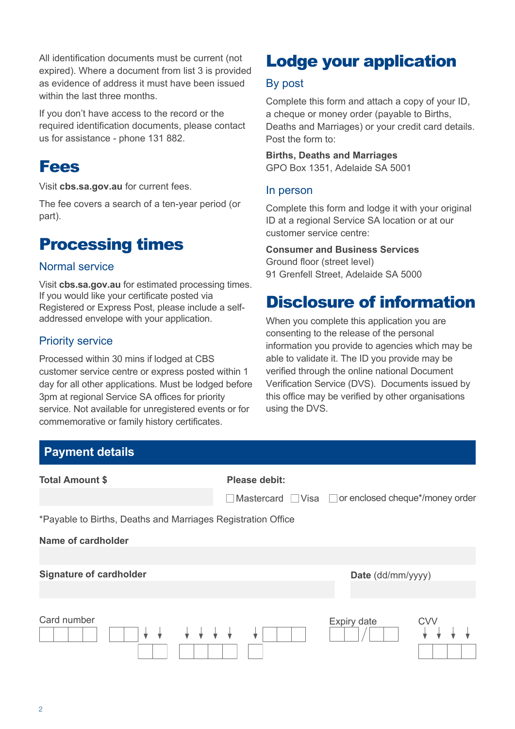All identification documents must be current (not expired). Where a document from list 3 is provided as evidence of address it must have been issued within the last three months.

If you don't have access to the record or the required identification documents, please contact us for assistance - phone 131 882.

# Fees

Visit **cbs.sa.gov.au** for current fees.

The fee covers a search of a ten-year period (or part).

# Processing times

## Normal service

Visit **cbs.sa.gov.au** for estimated processing times. If you would like your certificate posted via Registered or Express Post, please include a self-addressed envelope with your application.

## Priority service

Processed within 30 mins if lodged at CBS customer service centre or express posted within 1 day for all other applications. Must be lodged before 3pm at regional Service SA offices for priority service. Not available for unregistered events or for commemorative or family history certificates.

# Lodge your application

## By post

Complete this form and attach a copy of your ID, a cheque or money order (payable to Births, Deaths and Marriages) or your credit card details. Post the form to:

**Births, Deaths and Marriages**
GPO Box 1351, Adelaide SA 5001

## In person

Complete this form and lodge it with your original ID at a regional Service SA location or at our customer service centre:

**Consumer and Business Services**
Ground floor (street level)
91 Grenfell Street, Adelaide SA 5000

# Disclosure of information

When you complete this application you are consenting to the release of the personal information you provide to agencies which may be able to validate it. The ID you provide may be verified through the online national Document Verification Service (DVS). Documents issued by this office may be verified by other organisations using the DVS.

## Payment details

**Total Amount $** ____________

**Please debit:** ☐ Mastercard ☐ Visa ☐ or enclosed cheque*/money order

*Payable to Births, Deaths and Marriages Registration Office

**Name of cardholder** ____________

**Signature of cardholder** ____________ **Date** (dd/mm/yyyy) ____________

Card number ☐☐☐☐ ☐☐☐☐ ☐☐☐☐ ☐☐☐☐ / ☐☐☐☐ ☐☐☐☐ ☐☐☐☐ ☐☐☐☐ / ☐☐☐☐ ☐☐☐☐ ☐☐☐☐ ☐☐☐☐ / ☐☐☐☐ ☐☐☐☐ ☐☐☐☐ ☐☐☐☐ Expiry date ☐☐/☐☐ CVV ☐☐☐☐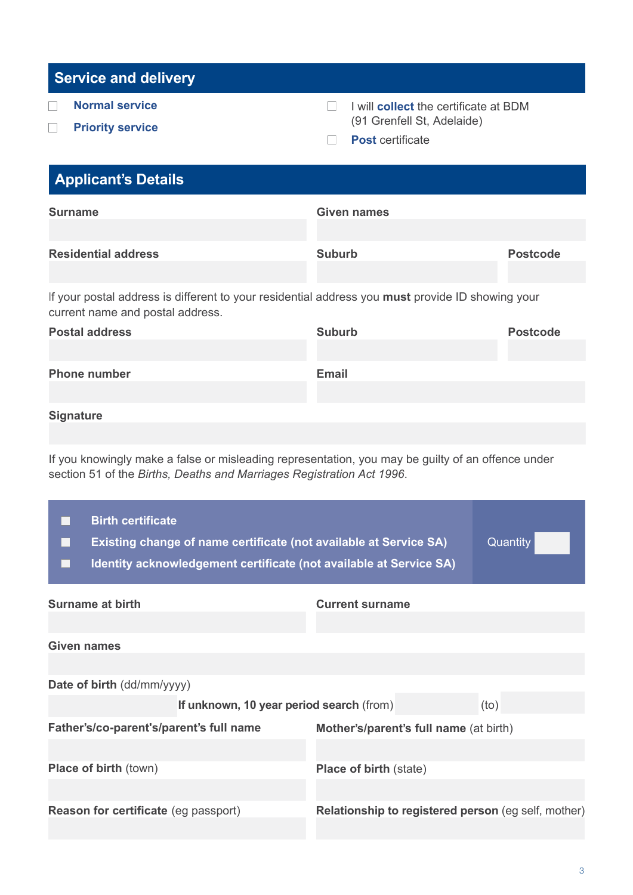## Service and delivery

- ☐ **Normal service**
- ☐ **Priority service**
- ☐ I will **collect** the certificate at BDM (91 Grenfell St, Adelaide)
- ☐ **Post** certificate

## Applicant's Details

**Surname**

**Given names**

**Residential address**

**Suburb**

**Postcode**

If your postal address is different to your residential address you **must** provide ID showing your current name and postal address.

**Postal address**

**Suburb**

**Postcode**

**Phone number**

**Email**

**Signature**

If you knowingly make a false or misleading representation, you may be guilty of an offence under section 51 of the *Births, Deaths and Marriages Registration Act 1996*.

- ☐ **Birth certificate**
- ☐ **Existing change of name certificate (not available at Service SA)**
- ☐ **Identity acknowledgement certificate (not available at Service SA)**

Quantity

**Surname at birth**

**Current surname**

**Given names**

**Date of birth** (dd/mm/yyyy)

**If unknown, 10 year period search** (from) (to)

**Father's/co-parent's/parent's full name**

**Mother's/parent's full name** (at birth)

**Place of birth** (town)

**Place of birth** (state)

**Reason for certificate** (eg passport)

**Relationship to registered person** (eg self, mother)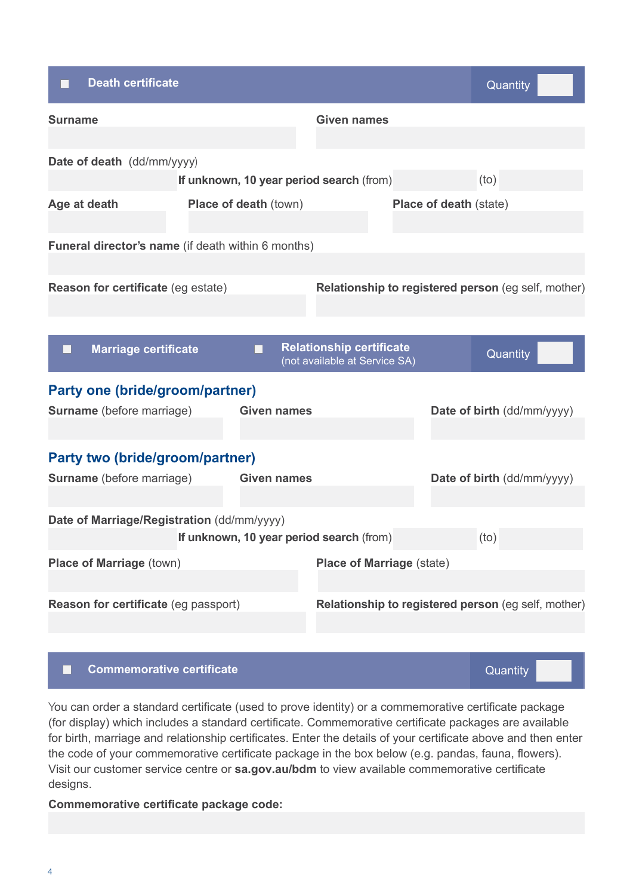## ☐ Death certificate — Quantity

**Surname**

**Given names**

**Date of death** (dd/mm/yyyy)

**If unknown, 10 year period search** (from) (to)

**Age at death**

**Place of death** (town)

**Place of death** (state)

**Funeral director's name** (if death within 6 months)

**Reason for certificate** (eg estate)

**Relationship to registered person** (eg self, mother)

## ☐ Marriage certificate ☐ Relationship certificate (not available at Service SA) — Quantity

### Party one (bride/groom/partner)

**Surname** (before marriage)

**Given names**

**Date of birth** (dd/mm/yyyy)

### Party two (bride/groom/partner)

**Surname** (before marriage)

**Given names**

**Date of birth** (dd/mm/yyyy)

**Date of Marriage/Registration** (dd/mm/yyyy)

**If unknown, 10 year period search** (from) (to)

**Place of Marriage** (town)

**Place of Marriage** (state)

**Reason for certificate** (eg passport)

**Relationship to registered person** (eg self, mother)

## ☐ Commemorative certificate — Quantity

You can order a standard certificate (used to prove identity) or a commemorative certificate package (for display) which includes a standard certificate. Commemorative certificate packages are available for birth, marriage and relationship certificates. Enter the details of your certificate above and then enter the code of your commemorative certificate package in the box below (e.g. pandas, fauna, flowers). Visit our customer service centre or **sa.gov.au/bdm** to view available commemorative certificate designs.

**Commemorative certificate package code:**